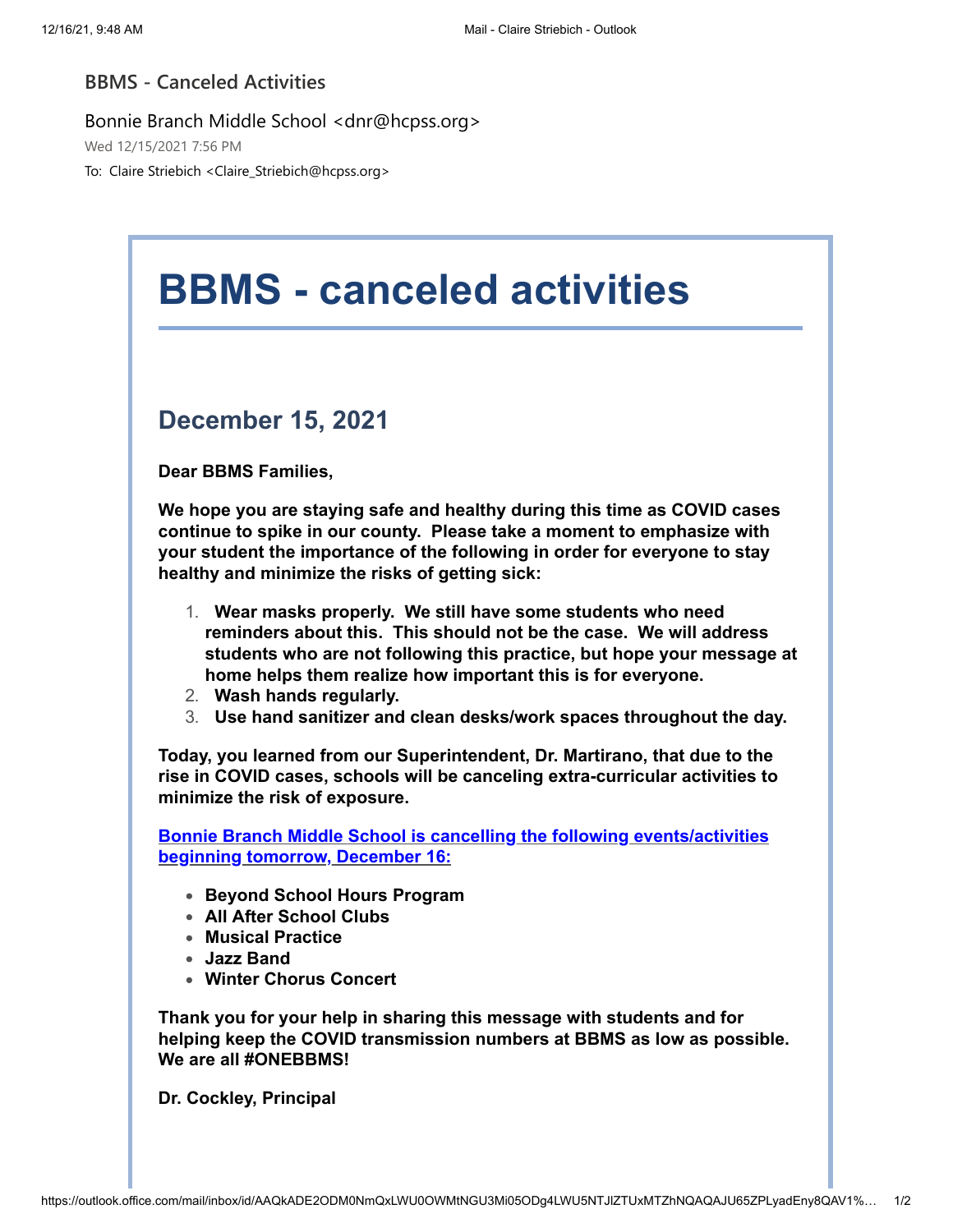BBMS - Canceled Activities

Bonnie Branch Middle School <dnr@hcpss.org>

Wed 12/15/2021 7:56 PM

To: Claire Striebich <Claire_Striebich@hcpss.org>

# BBMS - canceled activities

## December 15, 2021

**Dear BBMS Families,**

**We hope you are staying safe and healthy during this time as COVID cases continue to spike in our county. Please take a moment to emphasize with your student the importance of the following in order for everyone to stay healthy and minimize the risks of getting sick:**

1. **Wear masks properly. We still have some students who need reminders about this. This should not be the case. We will address students who are not following this practice, but hope your message at home helps them realize how important this is for everyone.**
2. **Wash hands regularly.**
3. **Use hand sanitizer and clean desks/work spaces throughout the day.**

**Today, you learned from our Superintendent, Dr. Martirano, that due to the rise in COVID cases, schools will be canceling extra-curricular activities to minimize the risk of exposure.**

**Bonnie Branch Middle School is cancelling the following events/activities beginning tomorrow, December 16:**

- **Beyond School Hours Program**
- **All After School Clubs**
- **Musical Practice**
- **Jazz Band**
- **Winter Chorus Concert**

**Thank you for your help in sharing this message with students and for helping keep the COVID transmission numbers at BBMS as low as possible. We are all #ONEBBMS!**

**Dr. Cockley, Principal**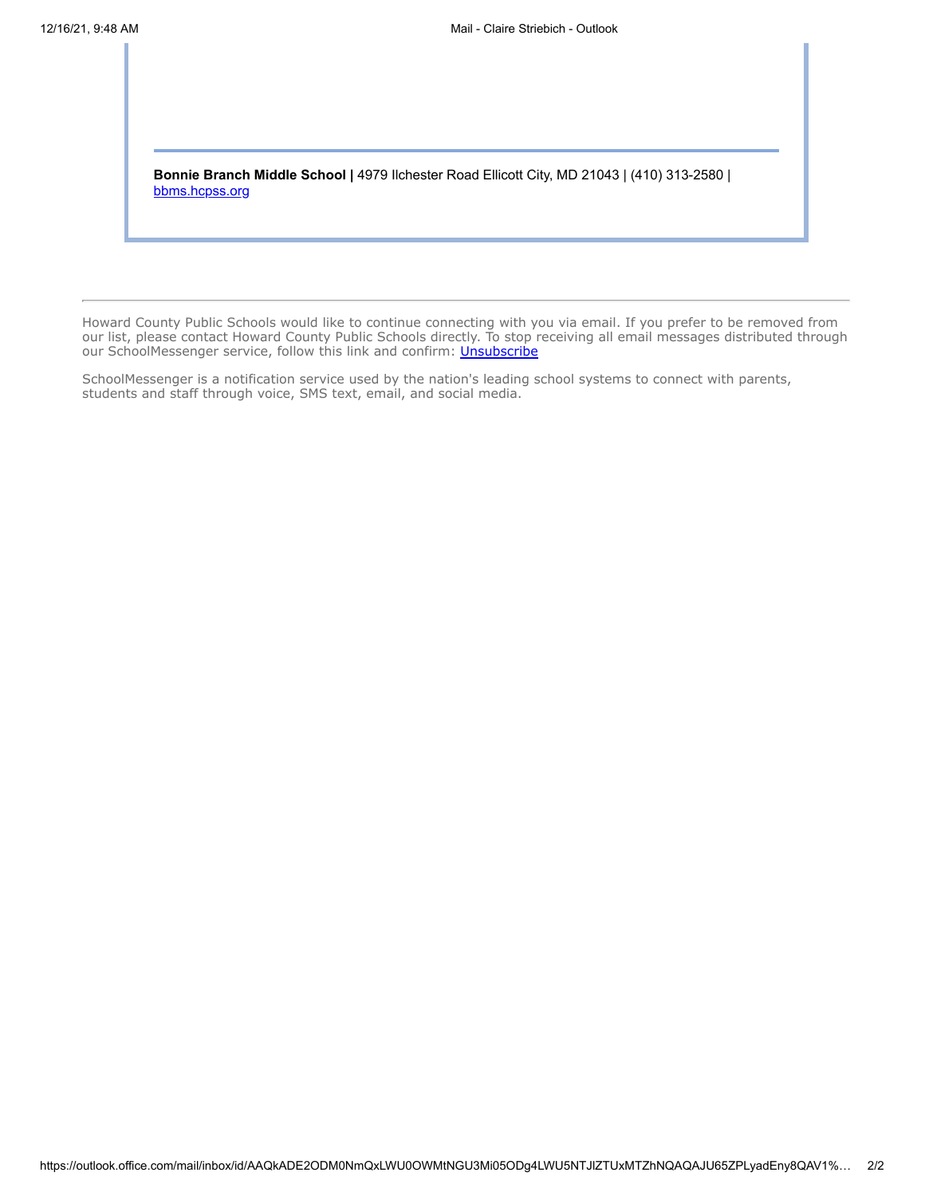**Bonnie Branch Middle School |** 4979 Ilchester Road Ellicott City, MD 21043 | (410) 313-2580 | [bbms.hcpss.org](bbms.hcpss.org)

---

Howard County Public Schools would like to continue connecting with you via email. If you prefer to be removed from our list, please contact Howard County Public Schools directly. To stop receiving all email messages distributed through our SchoolMessenger service, follow this link and confirm: [Unsubscribe]()

SchoolMessenger is a notification service used by the nation's leading school systems to connect with parents, students and staff through voice, SMS text, email, and social media.